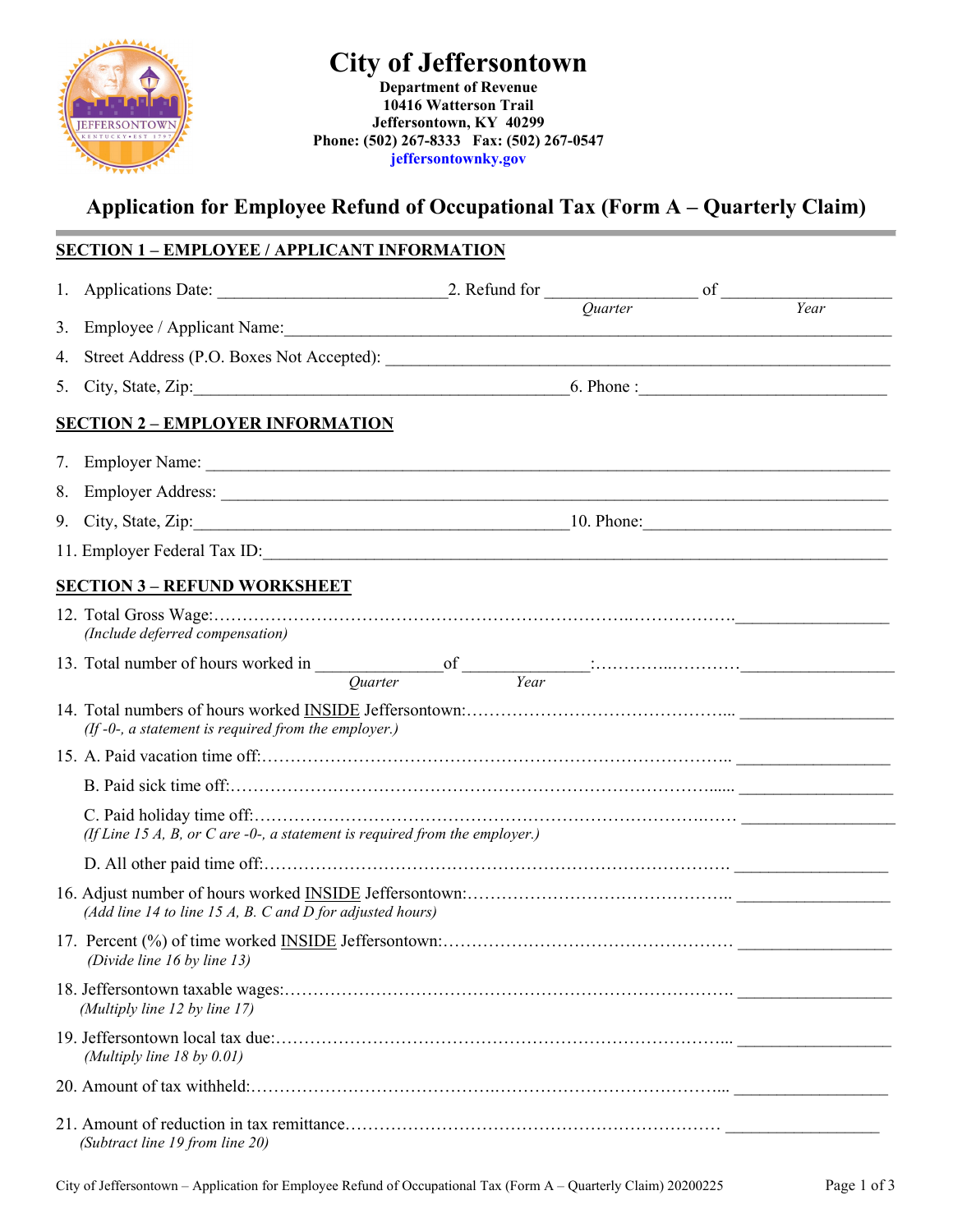# City of Jeffersontown

**Department of Revenue**
**10416 Watterson Trail**
**Jeffersontown, KY 40299**
**Phone: (502) 267-8333 Fax: (502) 267-0547**
**jeffersontownky.gov**

## Application for Employee Refund of Occupational Tax (Form A – Quarterly Claim)

### SECTION 1 – EMPLOYEE / APPLICANT INFORMATION

1. Applications Date: __________________________ 2. Refund for _________________ of ___________________
   *Quarter* *Year*
3. Employee / Applicant Name:___________________________________________________________________
4. Street Address (P.O. Boxes Not Accepted): ____________________________________________________
5. City, State, Zip:__________________________________________ 6. Phone :___________________________

### SECTION 2 – EMPLOYER INFORMATION

7. Employer Name: __________________________________________________________________________
8. Employer Address: ________________________________________________________________________
9. City, State, Zip:__________________________________________ 10. Phone:___________________________
11. Employer Federal Tax ID:___________________________________________________________________

### SECTION 3 – REFUND WORKSHEET

12. Total Gross Wage:…………………………………………………………………………………. _________________
    *(Include deferred compensation)*

13. Total number of hours worked in ______________ of ______________:…………..………… _________________
    *Quarter* *Year*

14. Total numbers of hours worked INSIDE Jeffersontown:………………………………………... _________________
    *(If -0-, a statement is required from the employer.)*

15. A. Paid vacation time off:…………………………………………………………………….. _________________

    B. Paid sick time off:………………………………………………………………………...... _________________

    C. Paid holiday time off:………………………………………………………………….…… _________________
    *(If Line 15 A, B, or C are -0-, a statement is required from the employer.)*

    D. All other paid time off:……………………………………………………………………. _________________

16. Adjust number of hours worked INSIDE Jeffersontown:…………………………………….. _________________
    *(Add line 14 to line 15 A, B. C and D for adjusted hours)*

17. Percent (%) of time worked INSIDE Jeffersontown:…………………………………….…… _________________
    *(Divide line 16 by line 13)*

18. Jeffersontown taxable wages:…………………………………………………………………. _________________
    *(Multiply line 12 by line 17)*

19. Jeffersontown local tax due:…………………………………………………………………... _________________
    *(Multiply line 18 by 0.01)*

20. Amount of tax withheld:………………………………….…………………………….…... _________________

21. Amount of reduction in tax remittance……………………………………………………… _________________
    *(Subtract line 19 from line 20)*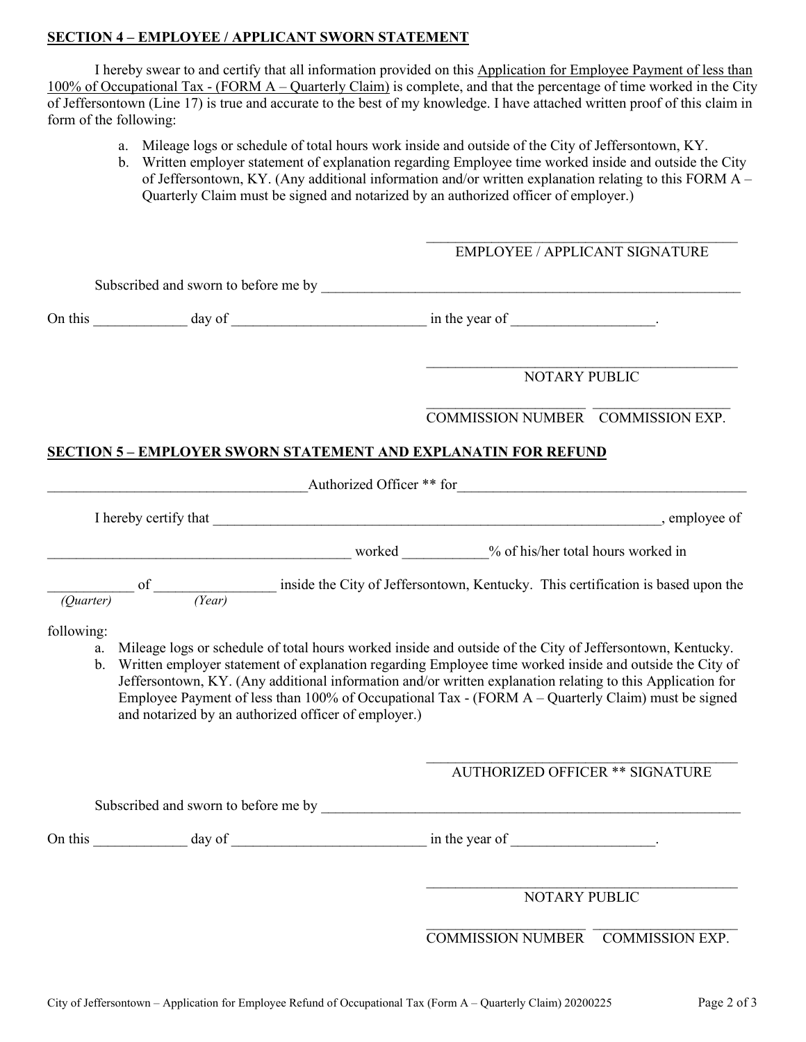**SECTION 4 – EMPLOYEE / APPLICANT SWORN STATEMENT**

I hereby swear to and certify that all information provided on this Application for Employee Payment of less than 100% of Occupational Tax - (FORM A – Quarterly Claim) is complete, and that the percentage of time worked in the City of Jeffersontown (Line 17) is true and accurate to the best of my knowledge. I have attached written proof of this claim in form of the following:

a. Mileage logs or schedule of total hours work inside and outside of the City of Jeffersontown, KY.
b. Written employer statement of explanation regarding Employee time worked inside and outside the City of Jeffersontown, KY. (Any additional information and/or written explanation relating to this FORM A – Quarterly Claim must be signed and notarized by an authorized officer of employer.)

\_\_\_\_\_\_\_\_\_\_\_\_\_\_\_\_\_\_\_\_\_\_\_\_\_\_\_\_\_\_\_\_\_\_\_\_\_\_\_\_\_\_\_
EMPLOYEE / APPLICANT SIGNATURE

Subscribed and sworn to before me by \_\_\_\_\_\_\_\_\_\_\_\_\_\_\_\_\_\_\_\_\_\_\_\_\_\_\_\_\_\_\_\_\_\_\_\_\_\_\_\_\_\_\_\_\_\_\_\_\_\_\_\_\_\_\_\_\_\_\_\_

On this \_\_\_\_\_\_\_\_\_\_\_\_ day of \_\_\_\_\_\_\_\_\_\_\_\_\_\_\_\_\_\_\_\_\_\_\_\_\_\_\_ in the year of \_\_\_\_\_\_\_\_\_\_\_\_\_\_\_\_\_\_\_.

\_\_\_\_\_\_\_\_\_\_\_\_\_\_\_\_\_\_\_\_\_\_\_\_\_\_\_\_\_\_\_\_\_\_\_\_\_\_\_\_\_\_\_
NOTARY PUBLIC

\_\_\_\_\_\_\_\_\_\_\_\_\_\_\_\_\_\_\_\_\_\_ \_\_\_\_\_\_\_\_\_\_\_\_\_\_\_\_\_\_\_
COMMISSION NUMBER COMMISSION EXP.

**SECTION 5 – EMPLOYER SWORN STATEMENT AND EXPLANATIN FOR REFUND**

\_\_\_\_\_\_\_\_\_\_\_\_\_\_\_\_\_\_\_\_\_\_\_\_\_\_\_\_\_\_\_\_\_\_\_\_Authorized Officer ** for\_\_\_\_\_\_\_\_\_\_\_\_\_\_\_\_\_\_\_\_\_\_\_\_\_\_\_\_\_\_\_\_\_\_\_\_\_\_\_\_\_

I hereby certify that \_\_\_\_\_\_\_\_\_\_\_\_\_\_\_\_\_\_\_\_\_\_\_\_\_\_\_\_\_\_\_\_\_\_\_\_\_\_\_\_\_\_\_\_\_\_\_\_\_\_\_\_\_\_\_\_\_\_\_\_\_\_, employee of

\_\_\_\_\_\_\_\_\_\_\_\_\_\_\_\_\_\_\_\_\_\_\_\_\_\_\_\_\_\_\_\_\_\_\_\_\_\_\_\_\_\_ worked \_\_\_\_\_\_\_\_\_\_\_% of his/her total hours worked in

\_\_\_\_\_\_\_\_\_\_\_ of \_\_\_\_\_\_\_\_\_\_\_\_\_\_\_\_ inside the City of Jeffersontown, Kentucky. This certification is based upon the
*(Quarter)* *(Year)*

following:

a. Mileage logs or schedule of total hours worked inside and outside of the City of Jeffersontown, Kentucky.
b. Written employer statement of explanation regarding Employee time worked inside and outside the City of Jeffersontown, KY. (Any additional information and/or written explanation relating to this Application for Employee Payment of less than 100% of Occupational Tax - (FORM A – Quarterly Claim) must be signed and notarized by an authorized officer of employer.)

\_\_\_\_\_\_\_\_\_\_\_\_\_\_\_\_\_\_\_\_\_\_\_\_\_\_\_\_\_\_\_\_\_\_\_\_\_\_\_\_\_\_\_
AUTHORIZED OFFICER ** SIGNATURE

Subscribed and sworn to before me by \_\_\_\_\_\_\_\_\_\_\_\_\_\_\_\_\_\_\_\_\_\_\_\_\_\_\_\_\_\_\_\_\_\_\_\_\_\_\_\_\_\_\_\_\_\_\_\_\_\_\_\_\_\_\_\_\_\_\_\_

On this \_\_\_\_\_\_\_\_\_\_\_\_ day of \_\_\_\_\_\_\_\_\_\_\_\_\_\_\_\_\_\_\_\_\_\_\_\_\_\_\_ in the year of \_\_\_\_\_\_\_\_\_\_\_\_\_\_\_\_\_\_\_.

\_\_\_\_\_\_\_\_\_\_\_\_\_\_\_\_\_\_\_\_\_\_\_\_\_\_\_\_\_\_\_\_\_\_\_\_\_\_\_\_\_\_\_
NOTARY PUBLIC

\_\_\_\_\_\_\_\_\_\_\_\_\_\_\_\_\_\_\_\_\_\_ \_\_\_\_\_\_\_\_\_\_\_\_\_\_\_\_\_\_\_
COMMISSION NUMBER COMMISSION EXP.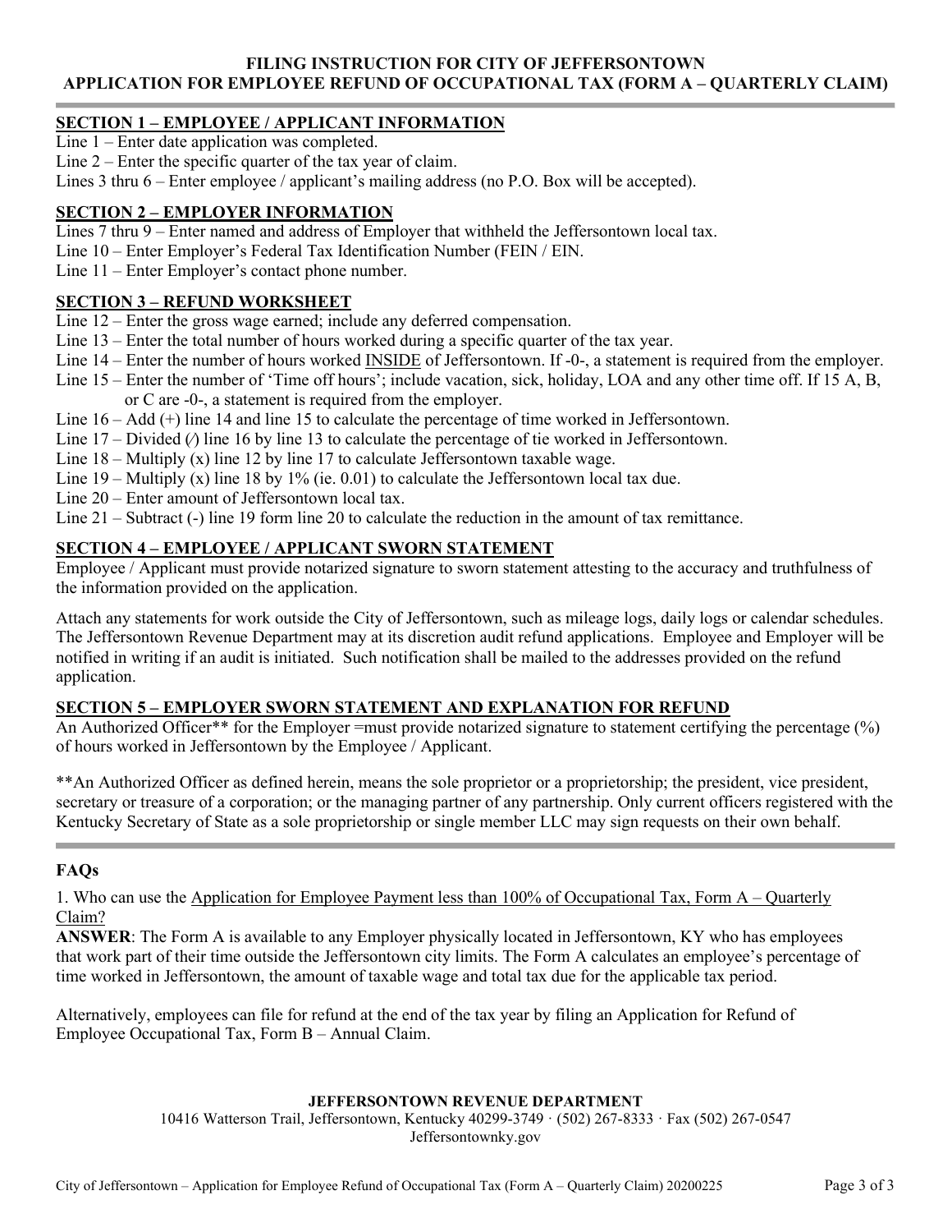**FILING INSTRUCTION FOR CITY OF JEFFERSONTOWN**
**APPLICATION FOR EMPLOYEE REFUND OF OCCUPATIONAL TAX (FORM A – QUARTERLY CLAIM)**

## SECTION 1 – EMPLOYEE / APPLICANT INFORMATION

Line 1 – Enter date application was completed.
Line 2 – Enter the specific quarter of the tax year of claim.
Lines 3 thru 6 – Enter employee / applicant's mailing address (no P.O. Box will be accepted).

## SECTION 2 – EMPLOYER INFORMATION

Lines 7 thru 9 – Enter named and address of Employer that withheld the Jeffersontown local tax.
Line 10 – Enter Employer's Federal Tax Identification Number (FEIN / EIN.
Line 11 – Enter Employer's contact phone number.

## SECTION 3 – REFUND WORKSHEET

Line 12 – Enter the gross wage earned; include any deferred compensation.
Line 13 – Enter the total number of hours worked during a specific quarter of the tax year.
Line 14 – Enter the number of hours worked INSIDE of Jeffersontown. If -0-, a statement is required from the employer.
Line 15 – Enter the number of 'Time off hours'; include vacation, sick, holiday, LOA and any other time off. If 15 A, B, or C are -0-, a statement is required from the employer.
Line 16 – Add (+) line 14 and line 15 to calculate the percentage of time worked in Jeffersontown.
Line 17 – Divided (/) line 16 by line 13 to calculate the percentage of tie worked in Jeffersontown.
Line 18 – Multiply (x) line 12 by line 17 to calculate Jeffersontown taxable wage.
Line 19 – Multiply (x) line 18 by 1% (ie. 0.01) to calculate the Jeffersontown local tax due.
Line 20 – Enter amount of Jeffersontown local tax.
Line 21 – Subtract (-) line 19 form line 20 to calculate the reduction in the amount of tax remittance.

## SECTION 4 – EMPLOYEE / APPLICANT SWORN STATEMENT

Employee / Applicant must provide notarized signature to sworn statement attesting to the accuracy and truthfulness of the information provided on the application.

Attach any statements for work outside the City of Jeffersontown, such as mileage logs, daily logs or calendar schedules. The Jeffersontown Revenue Department may at its discretion audit refund applications. Employee and Employer will be notified in writing if an audit is initiated. Such notification shall be mailed to the addresses provided on the refund application.

## SECTION 5 – EMPLOYER SWORN STATEMENT AND EXPLANATION FOR REFUND

An Authorized Officer** for the Employer =must provide notarized signature to statement certifying the percentage (%) of hours worked in Jeffersontown by the Employee / Applicant.

**An Authorized Officer as defined herein, means the sole proprietor or a proprietorship; the president, vice president, secretary or treasure of a corporation; or the managing partner of any partnership. Only current officers registered with the Kentucky Secretary of State as a sole proprietorship or single member LLC may sign requests on their own behalf.

## FAQs

1. Who can use the Application for Employee Payment less than 100% of Occupational Tax, Form A – Quarterly Claim?

**ANSWER**: The Form A is available to any Employer physically located in Jeffersontown, KY who has employees that work part of their time outside the Jeffersontown city limits. The Form A calculates an employee's percentage of time worked in Jeffersontown, the amount of taxable wage and total tax due for the applicable tax period.

Alternatively, employees can file for refund at the end of the tax year by filing an Application for Refund of Employee Occupational Tax, Form B – Annual Claim.

**JEFFERSONTOWN REVENUE DEPARTMENT**
10416 Watterson Trail, Jeffersontown, Kentucky 40299-3749 · (502) 267-8333 · Fax (502) 267-0547
Jeffersontownky.gov